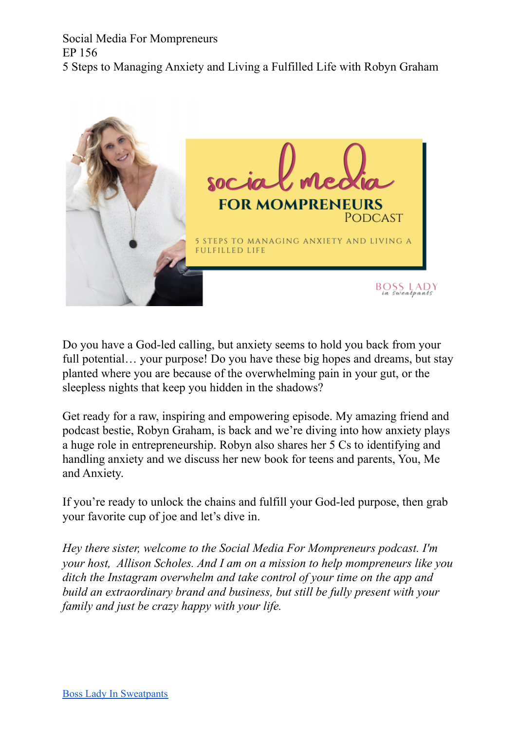Social Media For Mompreneurs
EP 156
5 Steps to Managing Anxiety and Living a Fulfilled Life with Robyn Graham

Do you have a God-led calling, but anxiety seems to hold you back from your full potential… your purpose! Do you have these big hopes and dreams, but stay planted where you are because of the overwhelming pain in your gut, or the sleepless nights that keep you hidden in the shadows?

Get ready for a raw, inspiring and empowering episode. My amazing friend and podcast bestie, Robyn Graham, is back and we're diving into how anxiety plays a huge role in entrepreneurship. Robyn also shares her 5 Cs to identifying and handling anxiety and we discuss her new book for teens and parents, You, Me and Anxiety.

If you're ready to unlock the chains and fulfill your God-led purpose, then grab your favorite cup of joe and let's dive in.

*Hey there sister, welcome to the Social Media For Mompreneurs podcast. I'm your host, Allison Scholes. And I am on a mission to help mompreneurs like you ditch the Instagram overwhelm and take control of your time on the app and build an extraordinary brand and business, but still be fully present with your family and just be crazy happy with your life.*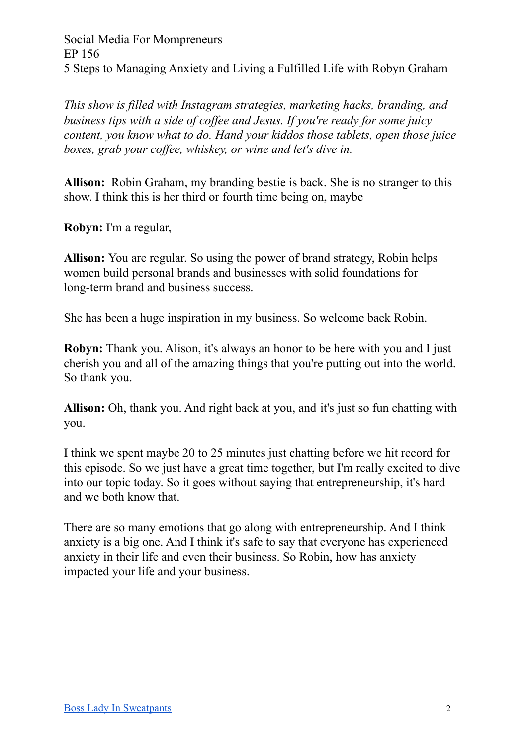Social Media For Mompreneurs
EP 156
5 Steps to Managing Anxiety and Living a Fulfilled Life with Robyn Graham

*This show is filled with Instagram strategies, marketing hacks, branding, and business tips with a side of coffee and Jesus. If you're ready for some juicy content, you know what to do. Hand your kiddos those tablets, open those juice boxes, grab your coffee, whiskey, or wine and let's dive in.*

**Allison:** Robin Graham, my branding bestie is back. She is no stranger to this show. I think this is her third or fourth time being on, maybe

**Robyn:** I'm a regular,

**Allison:** You are regular. So using the power of brand strategy, Robin helps women build personal brands and businesses with solid foundations for long-term brand and business success.

She has been a huge inspiration in my business. So welcome back Robin.

**Robyn:** Thank you. Alison, it's always an honor to be here with you and I just cherish you and all of the amazing things that you're putting out into the world. So thank you.

**Allison:** Oh, thank you. And right back at you, and it's just so fun chatting with you.

I think we spent maybe 20 to 25 minutes just chatting before we hit record for this episode. So we just have a great time together, but I'm really excited to dive into our topic today. So it goes without saying that entrepreneurship, it's hard and we both know that.

There are so many emotions that go along with entrepreneurship. And I think anxiety is a big one. And I think it's safe to say that everyone has experienced anxiety in their life and even their business. So Robin, how has anxiety impacted your life and your business.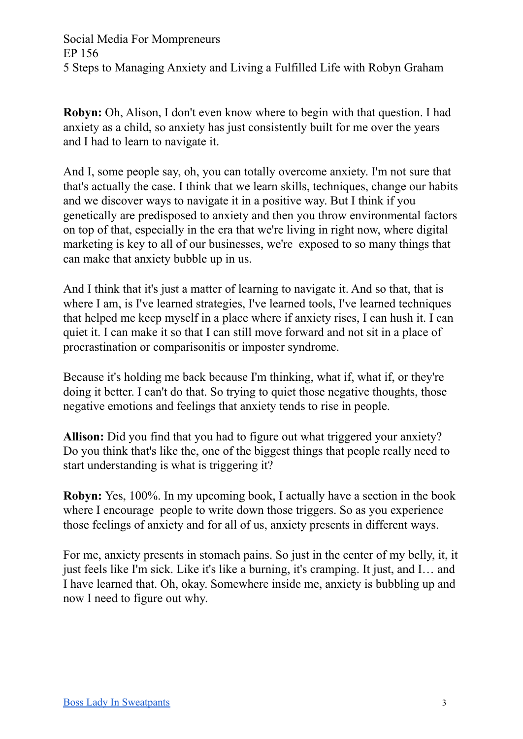**Robyn:** Oh, Alison, I don't even know where to begin with that question. I had anxiety as a child, so anxiety has just consistently built for me over the years and I had to learn to navigate it.

And I, some people say, oh, you can totally overcome anxiety. I'm not sure that that's actually the case. I think that we learn skills, techniques, change our habits and we discover ways to navigate it in a positive way. But I think if you genetically are predisposed to anxiety and then you throw environmental factors on top of that, especially in the era that we're living in right now, where digital marketing is key to all of our businesses, we're exposed to so many things that can make that anxiety bubble up in us.

And I think that it's just a matter of learning to navigate it. And so that, that is where I am, is I've learned strategies, I've learned tools, I've learned techniques that helped me keep myself in a place where if anxiety rises, I can hush it. I can quiet it. I can make it so that I can still move forward and not sit in a place of procrastination or comparisonitis or imposter syndrome.

Because it's holding me back because I'm thinking, what if, what if, or they're doing it better. I can't do that. So trying to quiet those negative thoughts, those negative emotions and feelings that anxiety tends to rise in people.

**Allison:** Did you find that you had to figure out what triggered your anxiety? Do you think that's like the, one of the biggest things that people really need to start understanding is what is triggering it?

**Robyn:** Yes, 100%. In my upcoming book, I actually have a section in the book where I encourage people to write down those triggers. So as you experience those feelings of anxiety and for all of us, anxiety presents in different ways.

For me, anxiety presents in stomach pains. So just in the center of my belly, it, it just feels like I'm sick. Like it's like a burning, it's cramping. It just, and I… and I have learned that. Oh, okay. Somewhere inside me, anxiety is bubbling up and now I need to figure out why.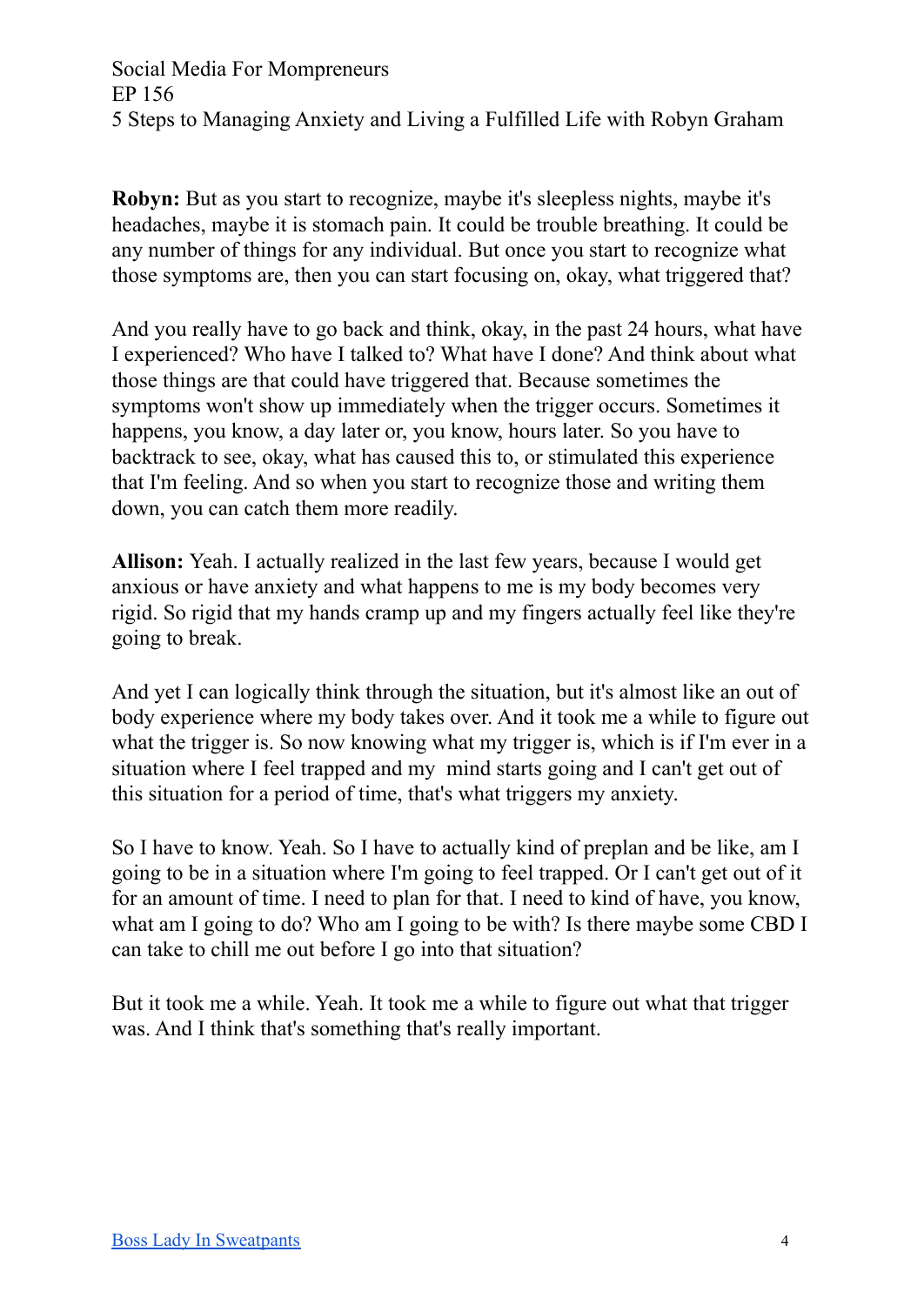**Robyn:** But as you start to recognize, maybe it's sleepless nights, maybe it's headaches, maybe it is stomach pain. It could be trouble breathing. It could be any number of things for any individual. But once you start to recognize what those symptoms are, then you can start focusing on, okay, what triggered that?

And you really have to go back and think, okay, in the past 24 hours, what have I experienced? Who have I talked to? What have I done? And think about what those things are that could have triggered that. Because sometimes the symptoms won't show up immediately when the trigger occurs. Sometimes it happens, you know, a day later or, you know, hours later. So you have to backtrack to see, okay, what has caused this to, or stimulated this experience that I'm feeling. And so when you start to recognize those and writing them down, you can catch them more readily.

**Allison:** Yeah. I actually realized in the last few years, because I would get anxious or have anxiety and what happens to me is my body becomes very rigid. So rigid that my hands cramp up and my fingers actually feel like they're going to break.

And yet I can logically think through the situation, but it's almost like an out of body experience where my body takes over. And it took me a while to figure out what the trigger is. So now knowing what my trigger is, which is if I'm ever in a situation where I feel trapped and my mind starts going and I can't get out of this situation for a period of time, that's what triggers my anxiety.

So I have to know. Yeah. So I have to actually kind of preplan and be like, am I going to be in a situation where I'm going to feel trapped. Or I can't get out of it for an amount of time. I need to plan for that. I need to kind of have, you know, what am I going to do? Who am I going to be with? Is there maybe some CBD I can take to chill me out before I go into that situation?

But it took me a while. Yeah. It took me a while to figure out what that trigger was. And I think that's something that's really important.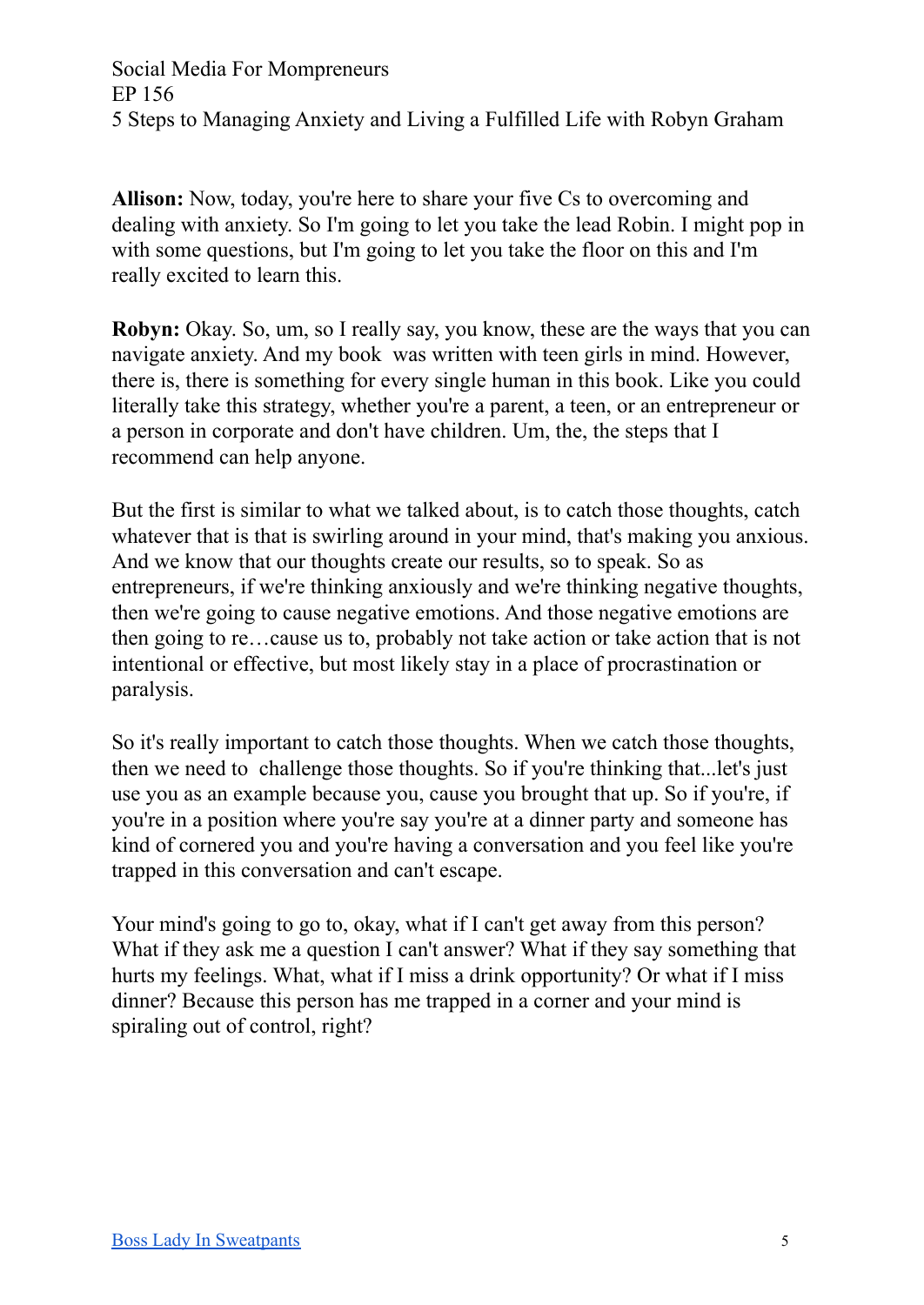**Allison:** Now, today, you're here to share your five Cs to overcoming and dealing with anxiety. So I'm going to let you take the lead Robin. I might pop in with some questions, but I'm going to let you take the floor on this and I'm really excited to learn this.

**Robyn:** Okay. So, um, so I really say, you know, these are the ways that you can navigate anxiety. And my book was written with teen girls in mind. However, there is, there is something for every single human in this book. Like you could literally take this strategy, whether you're a parent, a teen, or an entrepreneur or a person in corporate and don't have children. Um, the, the steps that I recommend can help anyone.

But the first is similar to what we talked about, is to catch those thoughts, catch whatever that is that is swirling around in your mind, that's making you anxious. And we know that our thoughts create our results, so to speak. So as entrepreneurs, if we're thinking anxiously and we're thinking negative thoughts, then we're going to cause negative emotions. And those negative emotions are then going to re…cause us to, probably not take action or take action that is not intentional or effective, but most likely stay in a place of procrastination or paralysis.

So it's really important to catch those thoughts. When we catch those thoughts, then we need to challenge those thoughts. So if you're thinking that...let's just use you as an example because you, cause you brought that up. So if you're, if you're in a position where you're say you're at a dinner party and someone has kind of cornered you and you're having a conversation and you feel like you're trapped in this conversation and can't escape.

Your mind's going to go to, okay, what if I can't get away from this person? What if they ask me a question I can't answer? What if they say something that hurts my feelings. What, what if I miss a drink opportunity? Or what if I miss dinner? Because this person has me trapped in a corner and your mind is spiraling out of control, right?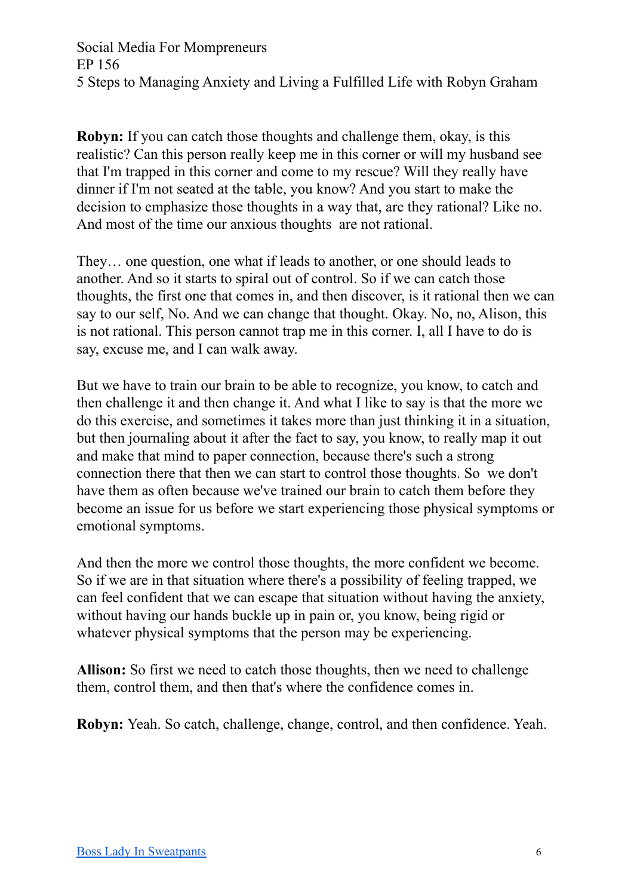**Robyn:** If you can catch those thoughts and challenge them, okay, is this realistic? Can this person really keep me in this corner or will my husband see that I'm trapped in this corner and come to my rescue? Will they really have dinner if I'm not seated at the table, you know? And you start to make the decision to emphasize those thoughts in a way that, are they rational? Like no. And most of the time our anxious thoughts are not rational.

They… one question, one what if leads to another, or one should leads to another. And so it starts to spiral out of control. So if we can catch those thoughts, the first one that comes in, and then discover, is it rational then we can say to our self, No. And we can change that thought. Okay. No, no, Alison, this is not rational. This person cannot trap me in this corner. I, all I have to do is say, excuse me, and I can walk away.

But we have to train our brain to be able to recognize, you know, to catch and then challenge it and then change it. And what I like to say is that the more we do this exercise, and sometimes it takes more than just thinking it in a situation, but then journaling about it after the fact to say, you know, to really map it out and make that mind to paper connection, because there's such a strong connection there that then we can start to control those thoughts. So we don't have them as often because we've trained our brain to catch them before they become an issue for us before we start experiencing those physical symptoms or emotional symptoms.

And then the more we control those thoughts, the more confident we become. So if we are in that situation where there's a possibility of feeling trapped, we can feel confident that we can escape that situation without having the anxiety, without having our hands buckle up in pain or, you know, being rigid or whatever physical symptoms that the person may be experiencing.

**Allison:** So first we need to catch those thoughts, then we need to challenge them, control them, and then that's where the confidence comes in.

**Robyn:** Yeah. So catch, challenge, change, control, and then confidence. Yeah.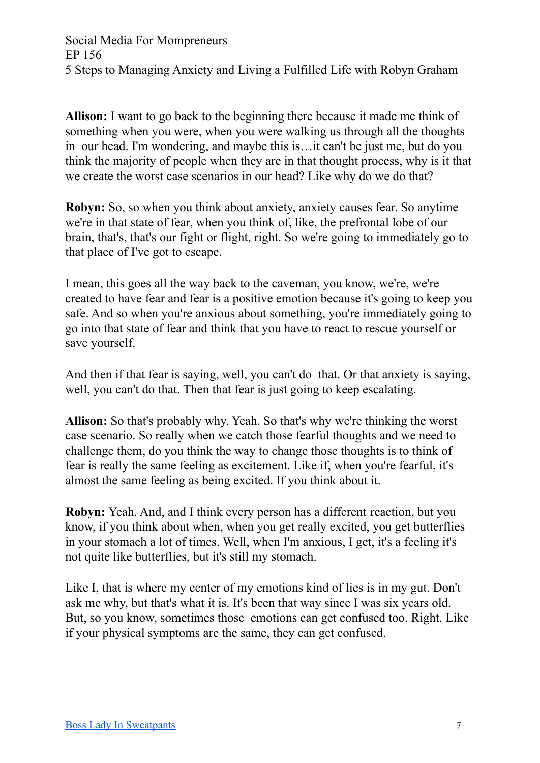**Allison:** I want to go back to the beginning there because it made me think of something when you were, when you were walking us through all the thoughts in our head. I'm wondering, and maybe this is…it can't be just me, but do you think the majority of people when they are in that thought process, why is it that we create the worst case scenarios in our head? Like why do we do that?

**Robyn:** So, so when you think about anxiety, anxiety causes fear. So anytime we're in that state of fear, when you think of, like, the prefrontal lobe of our brain, that's, that's our fight or flight, right. So we're going to immediately go to that place of I've got to escape.

I mean, this goes all the way back to the caveman, you know, we're, we're created to have fear and fear is a positive emotion because it's going to keep you safe. And so when you're anxious about something, you're immediately going to go into that state of fear and think that you have to react to rescue yourself or save yourself.

And then if that fear is saying, well, you can't do that. Or that anxiety is saying, well, you can't do that. Then that fear is just going to keep escalating.

**Allison:** So that's probably why. Yeah. So that's why we're thinking the worst case scenario. So really when we catch those fearful thoughts and we need to challenge them, do you think the way to change those thoughts is to think of fear is really the same feeling as excitement. Like if, when you're fearful, it's almost the same feeling as being excited. If you think about it.

**Robyn:** Yeah. And, and I think every person has a different reaction, but you know, if you think about when, when you get really excited, you get butterflies in your stomach a lot of times. Well, when I'm anxious, I get, it's a feeling it's not quite like butterflies, but it's still my stomach.

Like I, that is where my center of my emotions kind of lies is in my gut. Don't ask me why, but that's what it is. It's been that way since I was six years old. But, so you know, sometimes those emotions can get confused too. Right. Like if your physical symptoms are the same, they can get confused.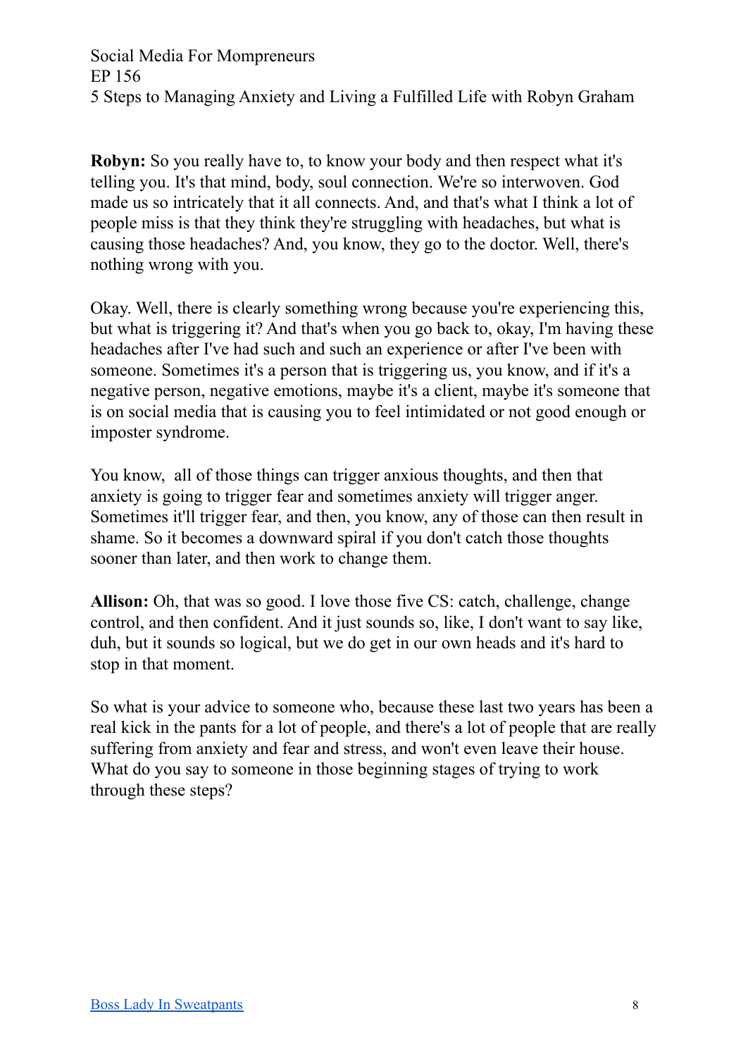**Robyn:** So you really have to, to know your body and then respect what it's telling you. It's that mind, body, soul connection. We're so interwoven. God made us so intricately that it all connects. And, and that's what I think a lot of people miss is that they think they're struggling with headaches, but what is causing those headaches? And, you know, they go to the doctor. Well, there's nothing wrong with you.

Okay. Well, there is clearly something wrong because you're experiencing this, but what is triggering it? And that's when you go back to, okay, I'm having these headaches after I've had such and such an experience or after I've been with someone. Sometimes it's a person that is triggering us, you know, and if it's a negative person, negative emotions, maybe it's a client, maybe it's someone that is on social media that is causing you to feel intimidated or not good enough or imposter syndrome.

You know, all of those things can trigger anxious thoughts, and then that anxiety is going to trigger fear and sometimes anxiety will trigger anger. Sometimes it'll trigger fear, and then, you know, any of those can then result in shame. So it becomes a downward spiral if you don't catch those thoughts sooner than later, and then work to change them.

**Allison:** Oh, that was so good. I love those five CS: catch, challenge, change control, and then confident. And it just sounds so, like, I don't want to say like, duh, but it sounds so logical, but we do get in our own heads and it's hard to stop in that moment.

So what is your advice to someone who, because these last two years has been a real kick in the pants for a lot of people, and there's a lot of people that are really suffering from anxiety and fear and stress, and won't even leave their house. What do you say to someone in those beginning stages of trying to work through these steps?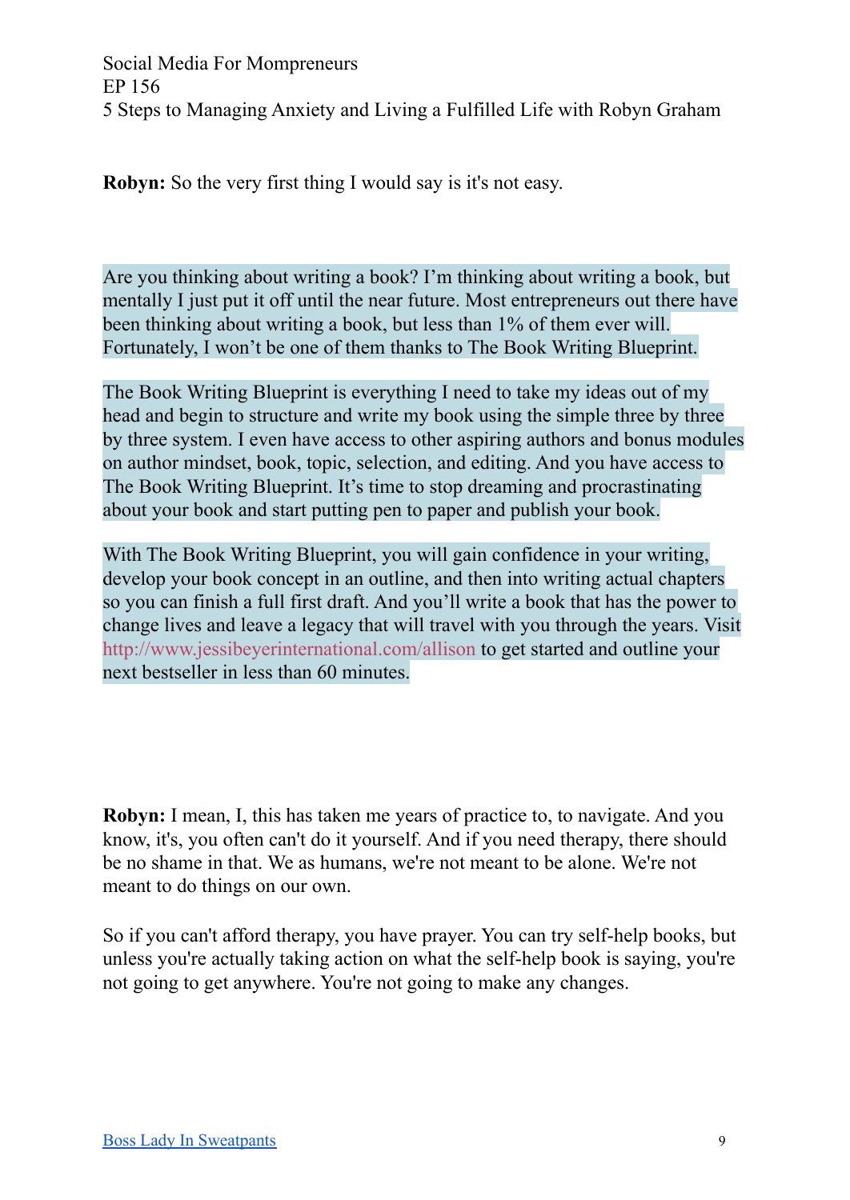Social Media For Mompreneurs
EP 156
5 Steps to Managing Anxiety and Living a Fulfilled Life with Robyn Graham

**Robyn:** So the very first thing I would say is it's not easy.

Are you thinking about writing a book? I'm thinking about writing a book, but mentally I just put it off until the near future. Most entrepreneurs out there have been thinking about writing a book, but less than 1% of them ever will. Fortunately, I won't be one of them thanks to The Book Writing Blueprint.

The Book Writing Blueprint is everything I need to take my ideas out of my head and begin to structure and write my book using the simple three by three by three system. I even have access to other aspiring authors and bonus modules on author mindset, book, topic, selection, and editing. And you have access to The Book Writing Blueprint. It's time to stop dreaming and procrastinating about your book and start putting pen to paper and publish your book.

With The Book Writing Blueprint, you will gain confidence in your writing, develop your book concept in an outline, and then into writing actual chapters so you can finish a full first draft. And you'll write a book that has the power to change lives and leave a legacy that will travel with you through the years. Visit http://www.jessibeyerinternational.com/allison to get started and outline your next bestseller in less than 60 minutes.

**Robyn:** I mean, I, this has taken me years of practice to, to navigate. And you know, it's, you often can't do it yourself. And if you need therapy, there should be no shame in that. We as humans, we're not meant to be alone. We're not meant to do things on our own.

So if you can't afford therapy, you have prayer. You can try self-help books, but unless you're actually taking action on what the self-help book is saying, you're not going to get anywhere. You're not going to make any changes.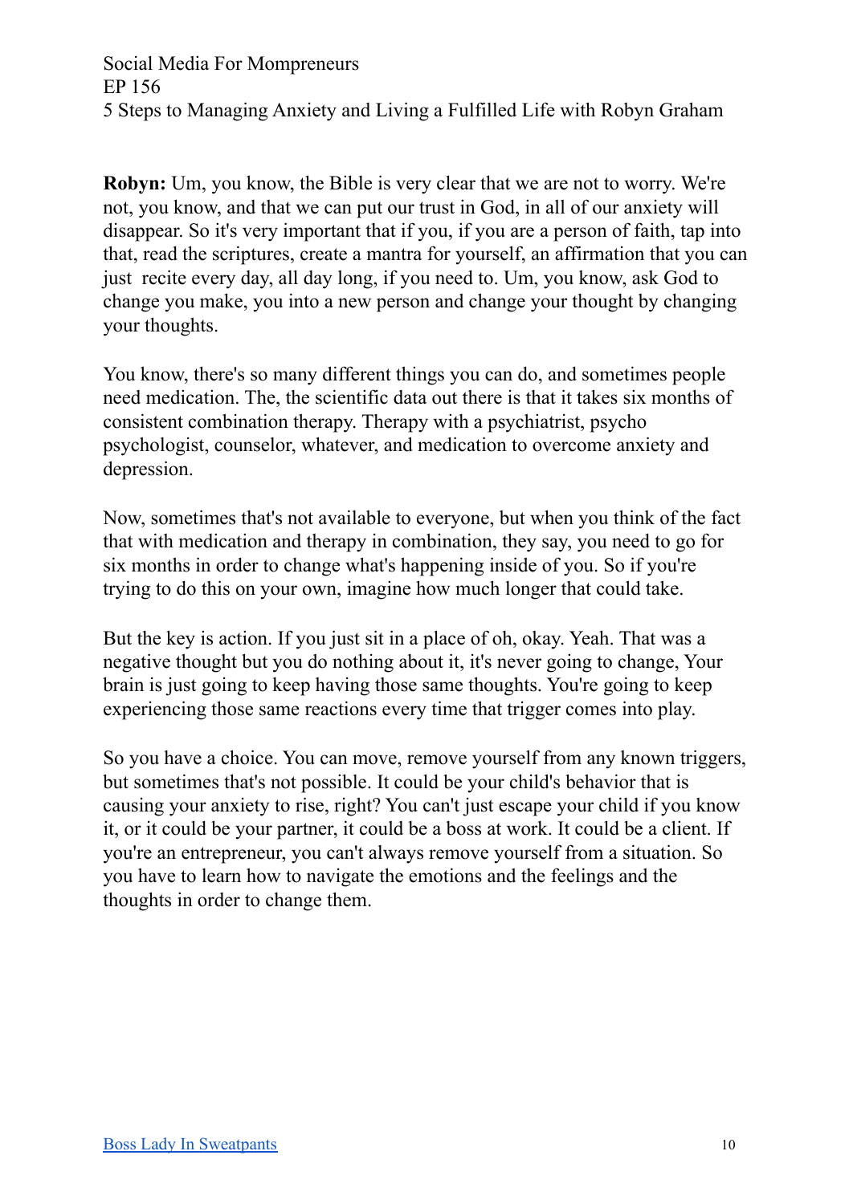**Robyn:** Um, you know, the Bible is very clear that we are not to worry. We're not, you know, and that we can put our trust in God, in all of our anxiety will disappear. So it's very important that if you, if you are a person of faith, tap into that, read the scriptures, create a mantra for yourself, an affirmation that you can just recite every day, all day long, if you need to. Um, you know, ask God to change you make, you into a new person and change your thought by changing your thoughts.

You know, there's so many different things you can do, and sometimes people need medication. The, the scientific data out there is that it takes six months of consistent combination therapy. Therapy with a psychiatrist, psycho psychologist, counselor, whatever, and medication to overcome anxiety and depression.

Now, sometimes that's not available to everyone, but when you think of the fact that with medication and therapy in combination, they say, you need to go for six months in order to change what's happening inside of you. So if you're trying to do this on your own, imagine how much longer that could take.

But the key is action. If you just sit in a place of oh, okay. Yeah. That was a negative thought but you do nothing about it, it's never going to change, Your brain is just going to keep having those same thoughts. You're going to keep experiencing those same reactions every time that trigger comes into play.

So you have a choice. You can move, remove yourself from any known triggers, but sometimes that's not possible. It could be your child's behavior that is causing your anxiety to rise, right? You can't just escape your child if you know it, or it could be your partner, it could be a boss at work. It could be a client. If you're an entrepreneur, you can't always remove yourself from a situation. So you have to learn how to navigate the emotions and the feelings and the thoughts in order to change them.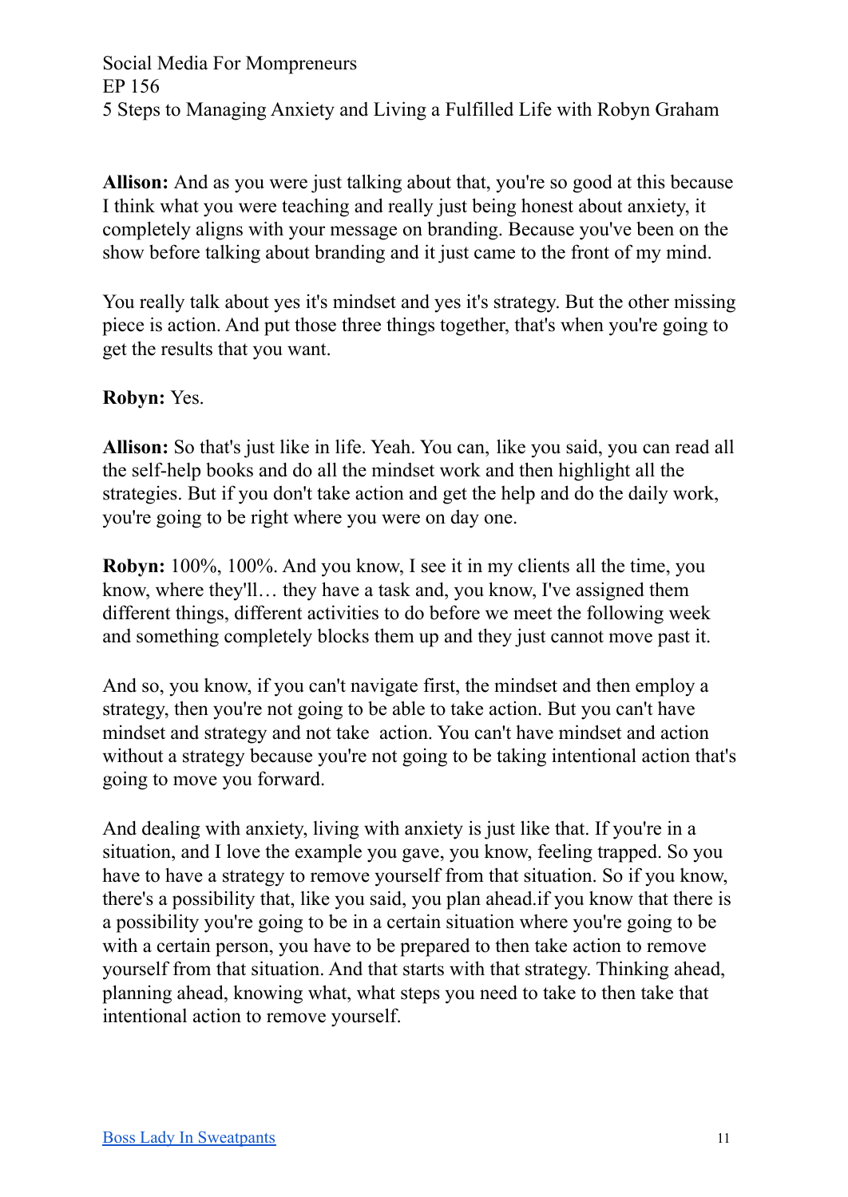**Allison:** And as you were just talking about that, you're so good at this because I think what you were teaching and really just being honest about anxiety, it completely aligns with your message on branding. Because you've been on the show before talking about branding and it just came to the front of my mind.

You really talk about yes it's mindset and yes it's strategy. But the other missing piece is action. And put those three things together, that's when you're going to get the results that you want.

**Robyn:** Yes.

**Allison:** So that's just like in life. Yeah. You can, like you said, you can read all the self-help books and do all the mindset work and then highlight all the strategies. But if you don't take action and get the help and do the daily work, you're going to be right where you were on day one.

**Robyn:** 100%, 100%. And you know, I see it in my clients all the time, you know, where they'll… they have a task and, you know, I've assigned them different things, different activities to do before we meet the following week and something completely blocks them up and they just cannot move past it.

And so, you know, if you can't navigate first, the mindset and then employ a strategy, then you're not going to be able to take action. But you can't have mindset and strategy and not take action. You can't have mindset and action without a strategy because you're not going to be taking intentional action that's going to move you forward.

And dealing with anxiety, living with anxiety is just like that. If you're in a situation, and I love the example you gave, you know, feeling trapped. So you have to have a strategy to remove yourself from that situation. So if you know, there's a possibility that, like you said, you plan ahead.if you know that there is a possibility you're going to be in a certain situation where you're going to be with a certain person, you have to be prepared to then take action to remove yourself from that situation. And that starts with that strategy. Thinking ahead, planning ahead, knowing what, what steps you need to take to then take that intentional action to remove yourself.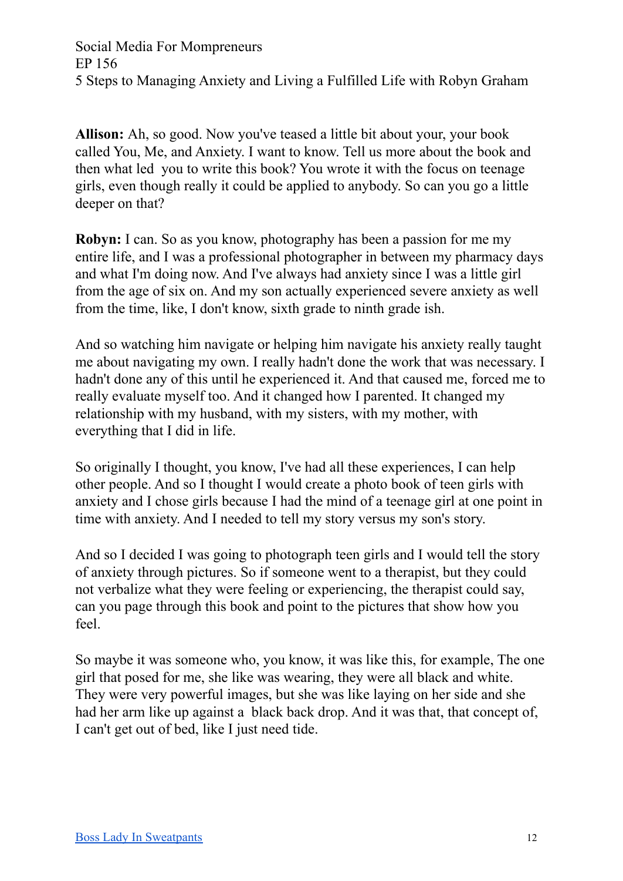**Allison:** Ah, so good. Now you've teased a little bit about your, your book called You, Me, and Anxiety. I want to know. Tell us more about the book and then what led you to write this book? You wrote it with the focus on teenage girls, even though really it could be applied to anybody. So can you go a little deeper on that?

**Robyn:** I can. So as you know, photography has been a passion for me my entire life, and I was a professional photographer in between my pharmacy days and what I'm doing now. And I've always had anxiety since I was a little girl from the age of six on. And my son actually experienced severe anxiety as well from the time, like, I don't know, sixth grade to ninth grade ish.

And so watching him navigate or helping him navigate his anxiety really taught me about navigating my own. I really hadn't done the work that was necessary. I hadn't done any of this until he experienced it. And that caused me, forced me to really evaluate myself too. And it changed how I parented. It changed my relationship with my husband, with my sisters, with my mother, with everything that I did in life.

So originally I thought, you know, I've had all these experiences, I can help other people. And so I thought I would create a photo book of teen girls with anxiety and I chose girls because I had the mind of a teenage girl at one point in time with anxiety. And I needed to tell my story versus my son's story.

And so I decided I was going to photograph teen girls and I would tell the story of anxiety through pictures. So if someone went to a therapist, but they could not verbalize what they were feeling or experiencing, the therapist could say, can you page through this book and point to the pictures that show how you feel.

So maybe it was someone who, you know, it was like this, for example, The one girl that posed for me, she like was wearing, they were all black and white. They were very powerful images, but she was like laying on her side and she had her arm like up against a black back drop. And it was that, that concept of, I can't get out of bed, like I just need tide.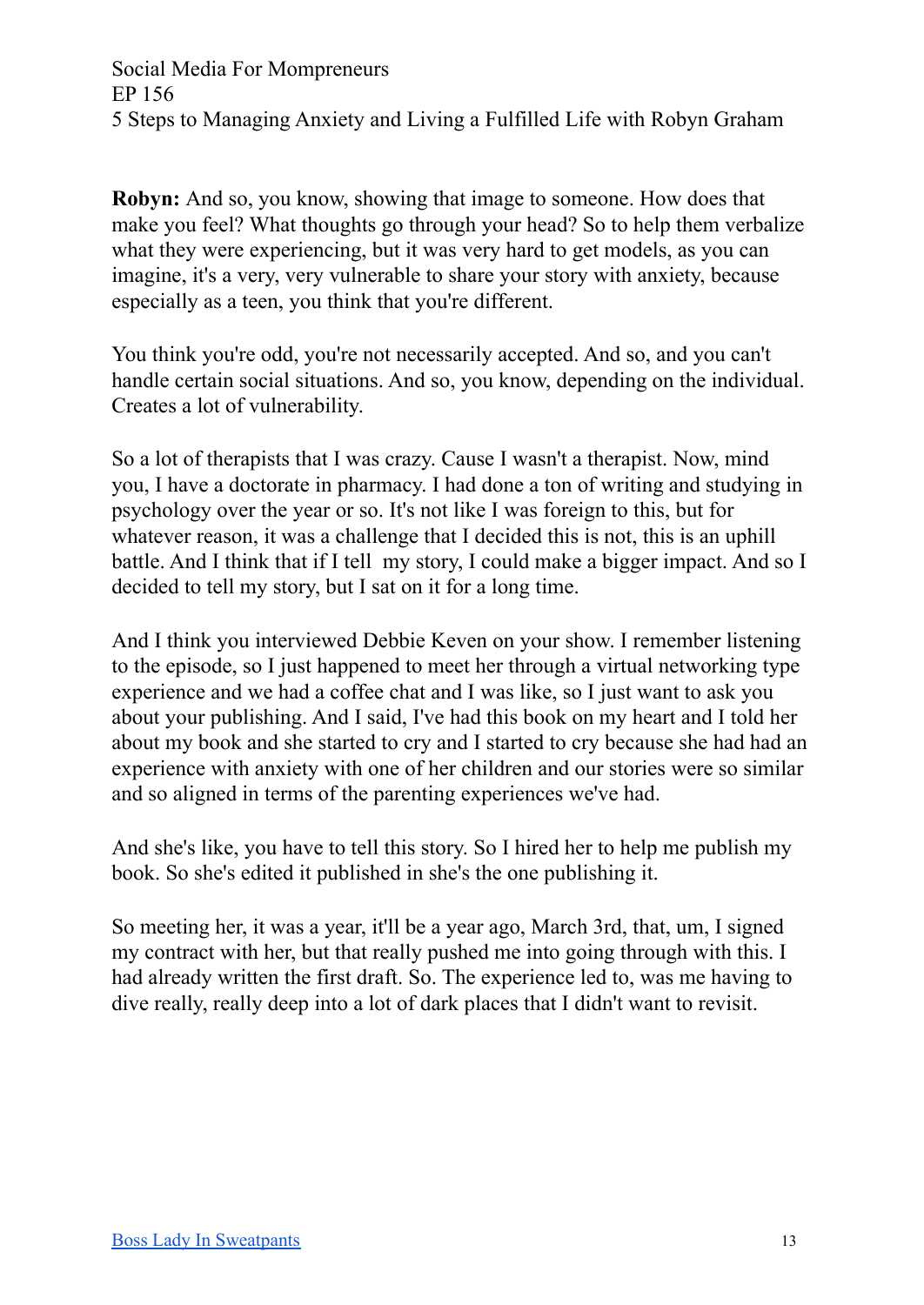**Robyn:** And so, you know, showing that image to someone. How does that make you feel? What thoughts go through your head? So to help them verbalize what they were experiencing, but it was very hard to get models, as you can imagine, it's a very, very vulnerable to share your story with anxiety, because especially as a teen, you think that you're different.

You think you're odd, you're not necessarily accepted. And so, and you can't handle certain social situations. And so, you know, depending on the individual. Creates a lot of vulnerability.

So a lot of therapists that I was crazy. Cause I wasn't a therapist. Now, mind you, I have a doctorate in pharmacy. I had done a ton of writing and studying in psychology over the year or so. It's not like I was foreign to this, but for whatever reason, it was a challenge that I decided this is not, this is an uphill battle. And I think that if I tell my story, I could make a bigger impact. And so I decided to tell my story, but I sat on it for a long time.

And I think you interviewed Debbie Keven on your show. I remember listening to the episode, so I just happened to meet her through a virtual networking type experience and we had a coffee chat and I was like, so I just want to ask you about your publishing. And I said, I've had this book on my heart and I told her about my book and she started to cry and I started to cry because she had had an experience with anxiety with one of her children and our stories were so similar and so aligned in terms of the parenting experiences we've had.

And she's like, you have to tell this story. So I hired her to help me publish my book. So she's edited it published in she's the one publishing it.

So meeting her, it was a year, it'll be a year ago, March 3rd, that, um, I signed my contract with her, but that really pushed me into going through with this. I had already written the first draft. So. The experience led to, was me having to dive really, really deep into a lot of dark places that I didn't want to revisit.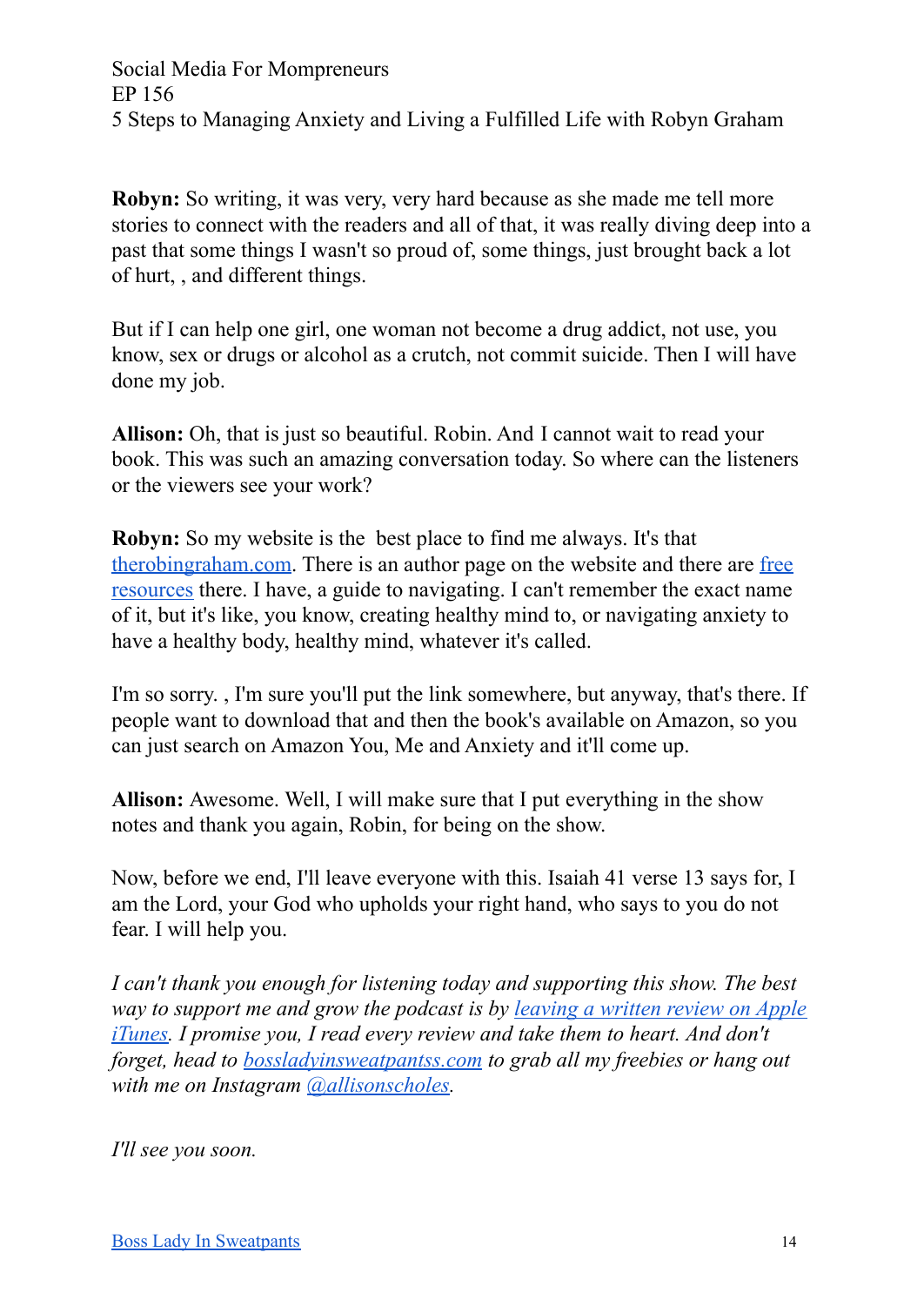**Robyn:** So writing, it was very, very hard because as she made me tell more stories to connect with the readers and all of that, it was really diving deep into a past that some things I wasn't so proud of, some things, just brought back a lot of hurt, , and different things.

But if I can help one girl, one woman not become a drug addict, not use, you know, sex or drugs or alcohol as a crutch, not commit suicide. Then I will have done my job.

**Allison:** Oh, that is just so beautiful. Robin. And I cannot wait to read your book. This was such an amazing conversation today. So where can the listeners or the viewers see your work?

**Robyn:** So my website is the  best place to find me always. It's that [therobingraham.com](therobingraham.com). There is an author page on the website and there are [free resources](free resources) there. I have, a guide to navigating. I can't remember the exact name of it, but it's like, you know, creating healthy mind to, or navigating anxiety to have a healthy body, healthy mind, whatever it's called.

I'm so sorry. , I'm sure you'll put the link somewhere, but anyway, that's there. If people want to download that and then the book's available on Amazon, so you can just search on Amazon You, Me and Anxiety and it'll come up.

**Allison:** Awesome. Well, I will make sure that I put everything in the show notes and thank you again, Robin, for being on the show.

Now, before we end, I'll leave everyone with this. Isaiah 41 verse 13 says for, I am the Lord, your God who upholds your right hand, who says to you do not fear. I will help you.

*I can't thank you enough for listening today and supporting this show. The best way to support me and grow the podcast is by leaving a written review on Apple iTunes. I promise you, I read every review and take them to heart. And don't forget, head to bossladyinsweatpantss.com to grab all my freebies or hang out with me on Instagram @allisonscholes.*

*I'll see you soon.*